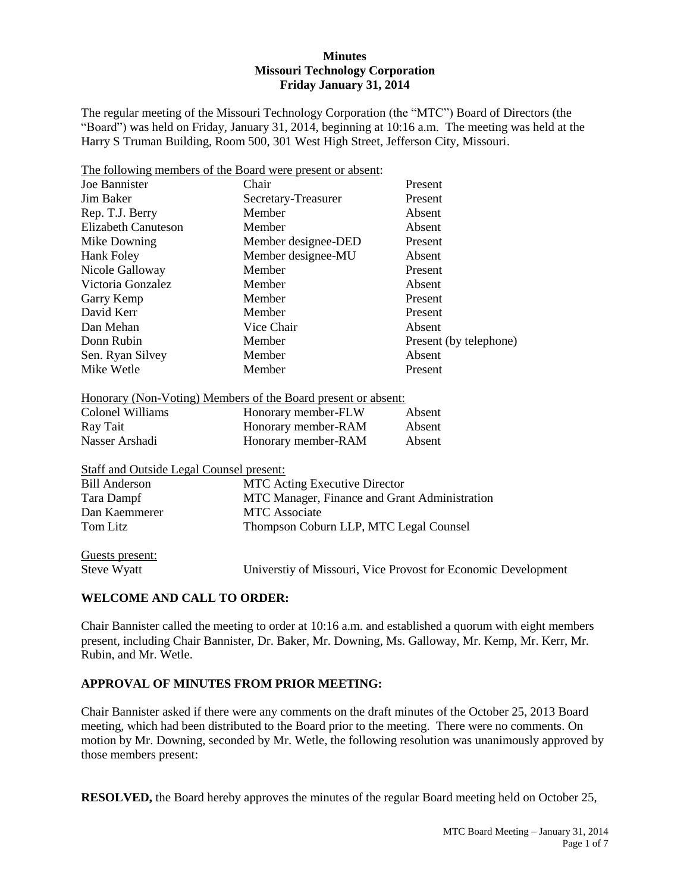**Minutes**
**Missouri Technology Corporation**
**Friday January 31, 2014**

The regular meeting of the Missouri Technology Corporation (the "MTC") Board of Directors (the "Board") was held on Friday, January 31, 2014, beginning at 10:16 a.m. The meeting was held at the Harry S Truman Building, Room 500, 301 West High Street, Jefferson City, Missouri.

The following members of the Board were present or absent:

| | | |
|---|---|---|
| Joe Bannister | Chair | Present |
| Jim Baker | Secretary-Treasurer | Present |
| Rep. T.J. Berry | Member | Absent |
| Elizabeth Canuteson | Member | Absent |
| Mike Downing | Member designee-DED | Present |
| Hank Foley | Member designee-MU | Absent |
| Nicole Galloway | Member | Present |
| Victoria Gonzalez | Member | Absent |
| Garry Kemp | Member | Present |
| David Kerr | Member | Present |
| Dan Mehan | Vice Chair | Absent |
| Donn Rubin | Member | Present (by telephone) |
| Sen. Ryan Silvey | Member | Absent |
| Mike Wetle | Member | Present |

Honorary (Non-Voting) Members of the Board present or absent:

| | | |
|---|---|---|
| Colonel Williams | Honorary member-FLW | Absent |
| Ray Tait | Honorary member-RAM | Absent |
| Nasser Arshadi | Honorary member-RAM | Absent |

Staff and Outside Legal Counsel present:

| | |
|---|---|
| Bill Anderson | MTC Acting Executive Director |
| Tara Dampf | MTC Manager, Finance and Grant Administration |
| Dan Kaemmerer | MTC Associate |
| Tom Litz | Thompson Coburn LLP, MTC Legal Counsel |

Guests present:

| | |
|---|---|
| Steve Wyatt | Universtiy of Missouri, Vice Provost for Economic Development |

## WELCOME AND CALL TO ORDER:

Chair Bannister called the meeting to order at 10:16 a.m. and established a quorum with eight members present, including Chair Bannister, Dr. Baker, Mr. Downing, Ms. Galloway, Mr. Kemp, Mr. Kerr, Mr. Rubin, and Mr. Wetle.

## APPROVAL OF MINUTES FROM PRIOR MEETING:

Chair Bannister asked if there were any comments on the draft minutes of the October 25, 2013 Board meeting, which had been distributed to the Board prior to the meeting. There were no comments. On motion by Mr. Downing, seconded by Mr. Wetle, the following resolution was unanimously approved by those members present:

**RESOLVED,** the Board hereby approves the minutes of the regular Board meeting held on October 25,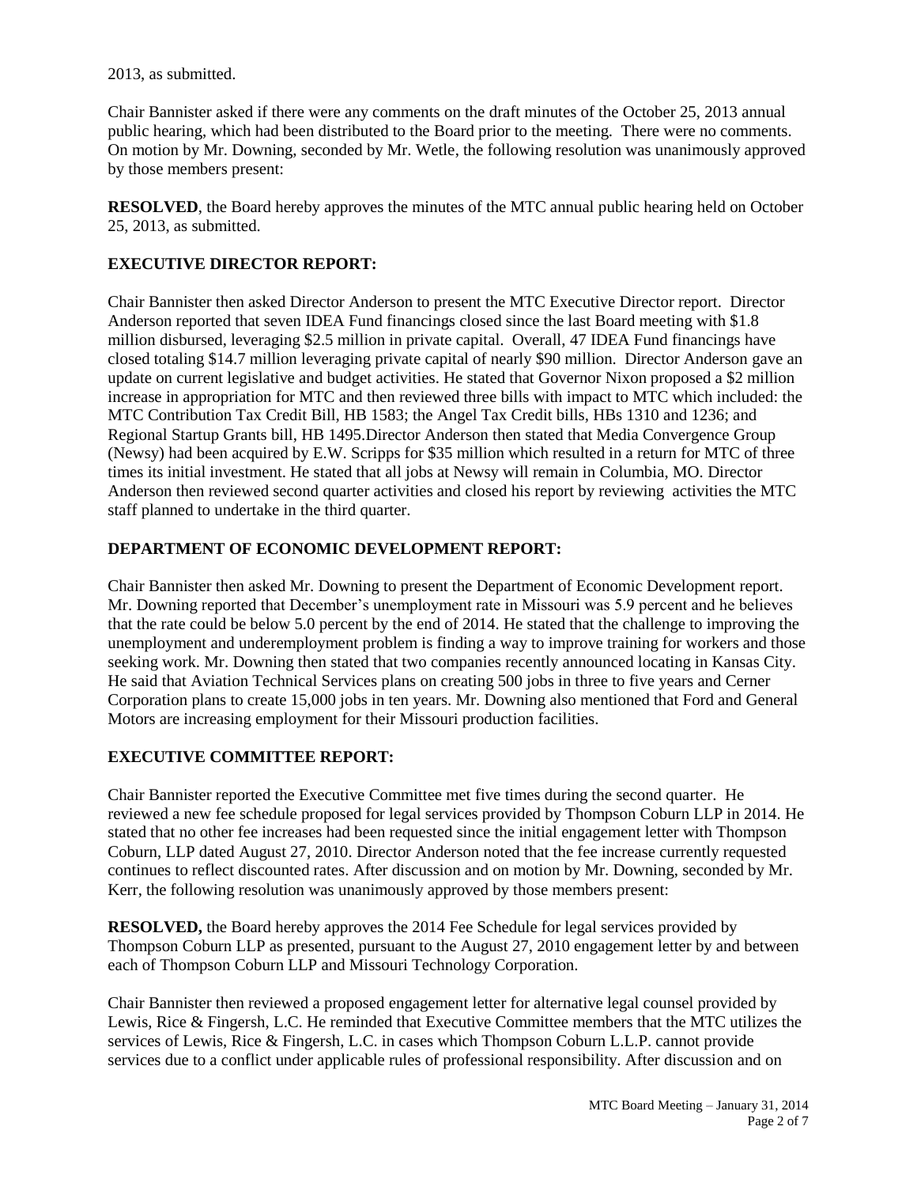2013, as submitted.

Chair Bannister asked if there were any comments on the draft minutes of the October 25, 2013 annual public hearing, which had been distributed to the Board prior to the meeting. There were no comments. On motion by Mr. Downing, seconded by Mr. Wetle, the following resolution was unanimously approved by those members present:

**RESOLVED**, the Board hereby approves the minutes of the MTC annual public hearing held on October 25, 2013, as submitted.

## EXECUTIVE DIRECTOR REPORT:

Chair Bannister then asked Director Anderson to present the MTC Executive Director report. Director Anderson reported that seven IDEA Fund financings closed since the last Board meeting with $1.8 million disbursed, leveraging $2.5 million in private capital. Overall, 47 IDEA Fund financings have closed totaling $14.7 million leveraging private capital of nearly $90 million. Director Anderson gave an update on current legislative and budget activities. He stated that Governor Nixon proposed a $2 million increase in appropriation for MTC and then reviewed three bills with impact to MTC which included: the MTC Contribution Tax Credit Bill, HB 1583; the Angel Tax Credit bills, HBs 1310 and 1236; and Regional Startup Grants bill, HB 1495.Director Anderson then stated that Media Convergence Group (Newsy) had been acquired by E.W. Scripps for $35 million which resulted in a return for MTC of three times its initial investment. He stated that all jobs at Newsy will remain in Columbia, MO. Director Anderson then reviewed second quarter activities and closed his report by reviewing activities the MTC staff planned to undertake in the third quarter.

## DEPARTMENT OF ECONOMIC DEVELOPMENT REPORT:

Chair Bannister then asked Mr. Downing to present the Department of Economic Development report. Mr. Downing reported that December's unemployment rate in Missouri was 5.9 percent and he believes that the rate could be below 5.0 percent by the end of 2014. He stated that the challenge to improving the unemployment and underemployment problem is finding a way to improve training for workers and those seeking work. Mr. Downing then stated that two companies recently announced locating in Kansas City. He said that Aviation Technical Services plans on creating 500 jobs in three to five years and Cerner Corporation plans to create 15,000 jobs in ten years. Mr. Downing also mentioned that Ford and General Motors are increasing employment for their Missouri production facilities.

## EXECUTIVE COMMITTEE REPORT:

Chair Bannister reported the Executive Committee met five times during the second quarter. He reviewed a new fee schedule proposed for legal services provided by Thompson Coburn LLP in 2014. He stated that no other fee increases had been requested since the initial engagement letter with Thompson Coburn, LLP dated August 27, 2010. Director Anderson noted that the fee increase currently requested continues to reflect discounted rates. After discussion and on motion by Mr. Downing, seconded by Mr. Kerr, the following resolution was unanimously approved by those members present:

**RESOLVED,** the Board hereby approves the 2014 Fee Schedule for legal services provided by Thompson Coburn LLP as presented, pursuant to the August 27, 2010 engagement letter by and between each of Thompson Coburn LLP and Missouri Technology Corporation.

Chair Bannister then reviewed a proposed engagement letter for alternative legal counsel provided by Lewis, Rice & Fingersh, L.C. He reminded that Executive Committee members that the MTC utilizes the services of Lewis, Rice & Fingersh, L.C. in cases which Thompson Coburn L.L.P. cannot provide services due to a conflict under applicable rules of professional responsibility. After discussion and on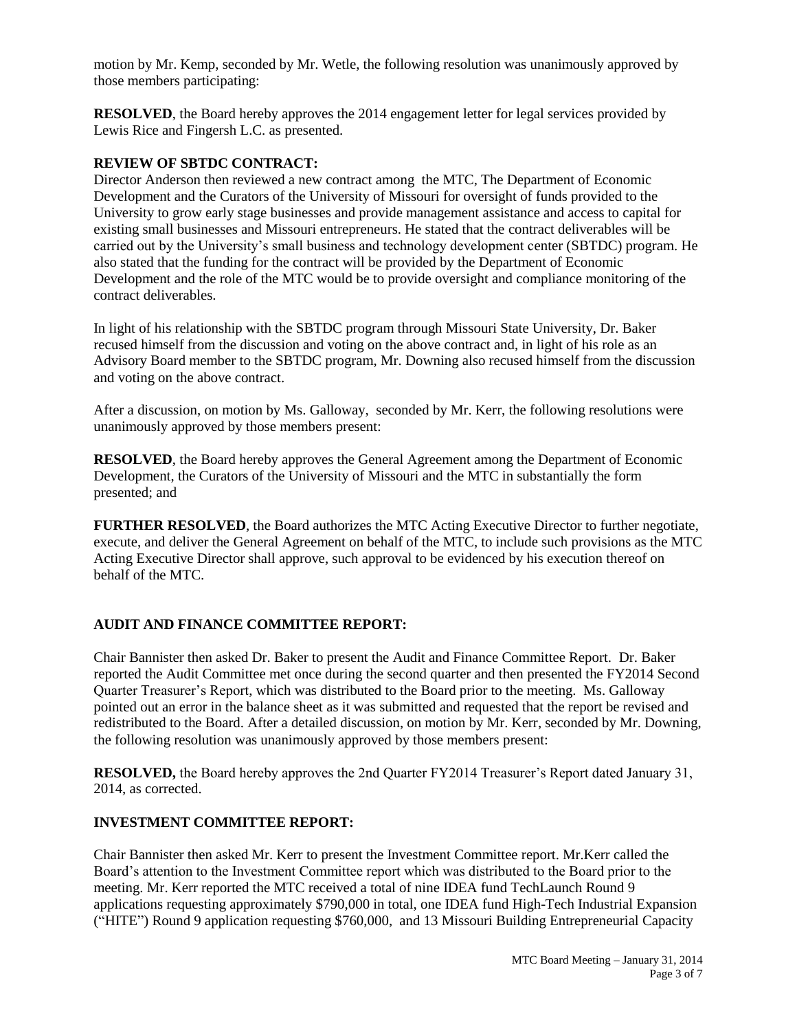motion by Mr. Kemp, seconded by Mr. Wetle, the following resolution was unanimously approved by those members participating:

**RESOLVED**, the Board hereby approves the 2014 engagement letter for legal services provided by Lewis Rice and Fingersh L.C. as presented.

**REVIEW OF SBTDC CONTRACT:**

Director Anderson then reviewed a new contract among the MTC, The Department of Economic Development and the Curators of the University of Missouri for oversight of funds provided to the University to grow early stage businesses and provide management assistance and access to capital for existing small businesses and Missouri entrepreneurs. He stated that the contract deliverables will be carried out by the University's small business and technology development center (SBTDC) program. He also stated that the funding for the contract will be provided by the Department of Economic Development and the role of the MTC would be to provide oversight and compliance monitoring of the contract deliverables.

In light of his relationship with the SBTDC program through Missouri State University, Dr. Baker recused himself from the discussion and voting on the above contract and, in light of his role as an Advisory Board member to the SBTDC program, Mr. Downing also recused himself from the discussion and voting on the above contract.

After a discussion, on motion by Ms. Galloway, seconded by Mr. Kerr, the following resolutions were unanimously approved by those members present:

**RESOLVED**, the Board hereby approves the General Agreement among the Department of Economic Development, the Curators of the University of Missouri and the MTC in substantially the form presented; and

**FURTHER RESOLVED**, the Board authorizes the MTC Acting Executive Director to further negotiate, execute, and deliver the General Agreement on behalf of the MTC, to include such provisions as the MTC Acting Executive Director shall approve, such approval to be evidenced by his execution thereof on behalf of the MTC.

**AUDIT AND FINANCE COMMITTEE REPORT:**

Chair Bannister then asked Dr. Baker to present the Audit and Finance Committee Report. Dr. Baker reported the Audit Committee met once during the second quarter and then presented the FY2014 Second Quarter Treasurer's Report, which was distributed to the Board prior to the meeting. Ms. Galloway pointed out an error in the balance sheet as it was submitted and requested that the report be revised and redistributed to the Board. After a detailed discussion, on motion by Mr. Kerr, seconded by Mr. Downing, the following resolution was unanimously approved by those members present:

**RESOLVED,** the Board hereby approves the 2nd Quarter FY2014 Treasurer's Report dated January 31, 2014, as corrected.

**INVESTMENT COMMITTEE REPORT:**

Chair Bannister then asked Mr. Kerr to present the Investment Committee report. Mr.Kerr called the Board's attention to the Investment Committee report which was distributed to the Board prior to the meeting. Mr. Kerr reported the MTC received a total of nine IDEA fund TechLaunch Round 9 applications requesting approximately $790,000 in total, one IDEA fund High-Tech Industrial Expansion ("HITE") Round 9 application requesting $760,000, and 13 Missouri Building Entrepreneurial Capacity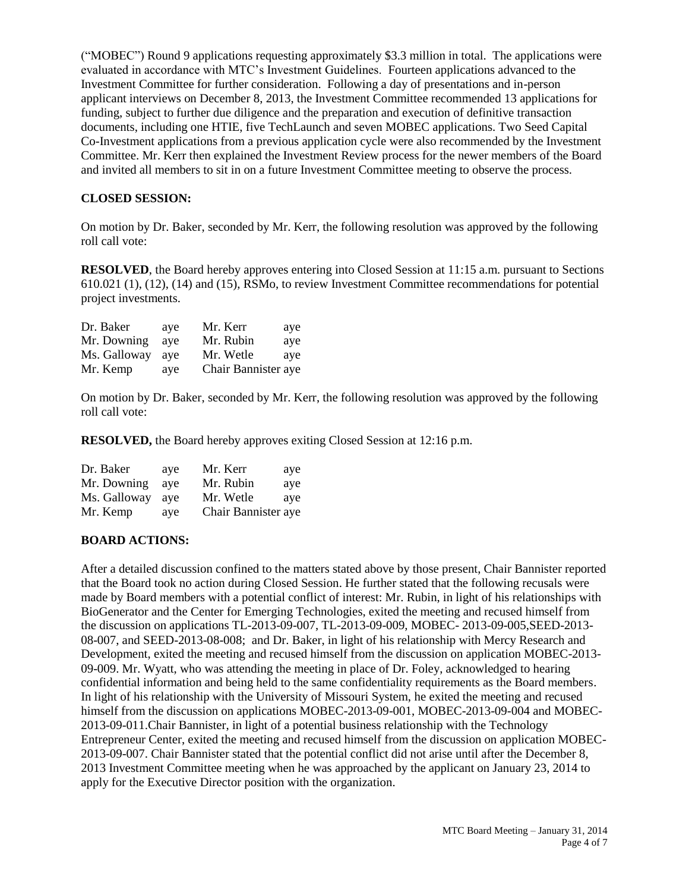("MOBEC") Round 9 applications requesting approximately $3.3 million in total. The applications were evaluated in accordance with MTC's Investment Guidelines. Fourteen applications advanced to the Investment Committee for further consideration. Following a day of presentations and in-person applicant interviews on December 8, 2013, the Investment Committee recommended 13 applications for funding, subject to further due diligence and the preparation and execution of definitive transaction documents, including one HTIE, five TechLaunch and seven MOBEC applications. Two Seed Capital Co-Investment applications from a previous application cycle were also recommended by the Investment Committee. Mr. Kerr then explained the Investment Review process for the newer members of the Board and invited all members to sit in on a future Investment Committee meeting to observe the process.

**CLOSED SESSION:**

On motion by Dr. Baker, seconded by Mr. Kerr, the following resolution was approved by the following roll call vote:

**RESOLVED**, the Board hereby approves entering into Closed Session at 11:15 a.m. pursuant to Sections 610.021 (1), (12), (14) and (15), RSMo, to review Investment Committee recommendations for potential project investments.

| | | | |
|---|---|---|---|
| Dr. Baker | aye | Mr. Kerr | aye |
| Mr. Downing | aye | Mr. Rubin | aye |
| Ms. Galloway | aye | Mr. Wetle | aye |
| Mr. Kemp | aye | Chair Bannister | aye |

On motion by Dr. Baker, seconded by Mr. Kerr, the following resolution was approved by the following roll call vote:

**RESOLVED,** the Board hereby approves exiting Closed Session at 12:16 p.m.

| | | | |
|---|---|---|---|
| Dr. Baker | aye | Mr. Kerr | aye |
| Mr. Downing | aye | Mr. Rubin | aye |
| Ms. Galloway | aye | Mr. Wetle | aye |
| Mr. Kemp | aye | Chair Bannister | aye |

**BOARD ACTIONS:**

After a detailed discussion confined to the matters stated above by those present, Chair Bannister reported that the Board took no action during Closed Session. He further stated that the following recusals were made by Board members with a potential conflict of interest: Mr. Rubin, in light of his relationships with BioGenerator and the Center for Emerging Technologies, exited the meeting and recused himself from the discussion on applications TL-2013-09-007, TL-2013-09-009, MOBEC- 2013-09-005,SEED-2013-08-007, and SEED-2013-08-008; and Dr. Baker, in light of his relationship with Mercy Research and Development, exited the meeting and recused himself from the discussion on application MOBEC-2013-09-009. Mr. Wyatt, who was attending the meeting in place of Dr. Foley, acknowledged to hearing confidential information and being held to the same confidentiality requirements as the Board members. In light of his relationship with the University of Missouri System, he exited the meeting and recused himself from the discussion on applications MOBEC-2013-09-001, MOBEC-2013-09-004 and MOBEC-2013-09-011.Chair Bannister, in light of a potential business relationship with the Technology Entrepreneur Center, exited the meeting and recused himself from the discussion on application MOBEC-2013-09-007. Chair Bannister stated that the potential conflict did not arise until after the December 8, 2013 Investment Committee meeting when he was approached by the applicant on January 23, 2014 to apply for the Executive Director position with the organization.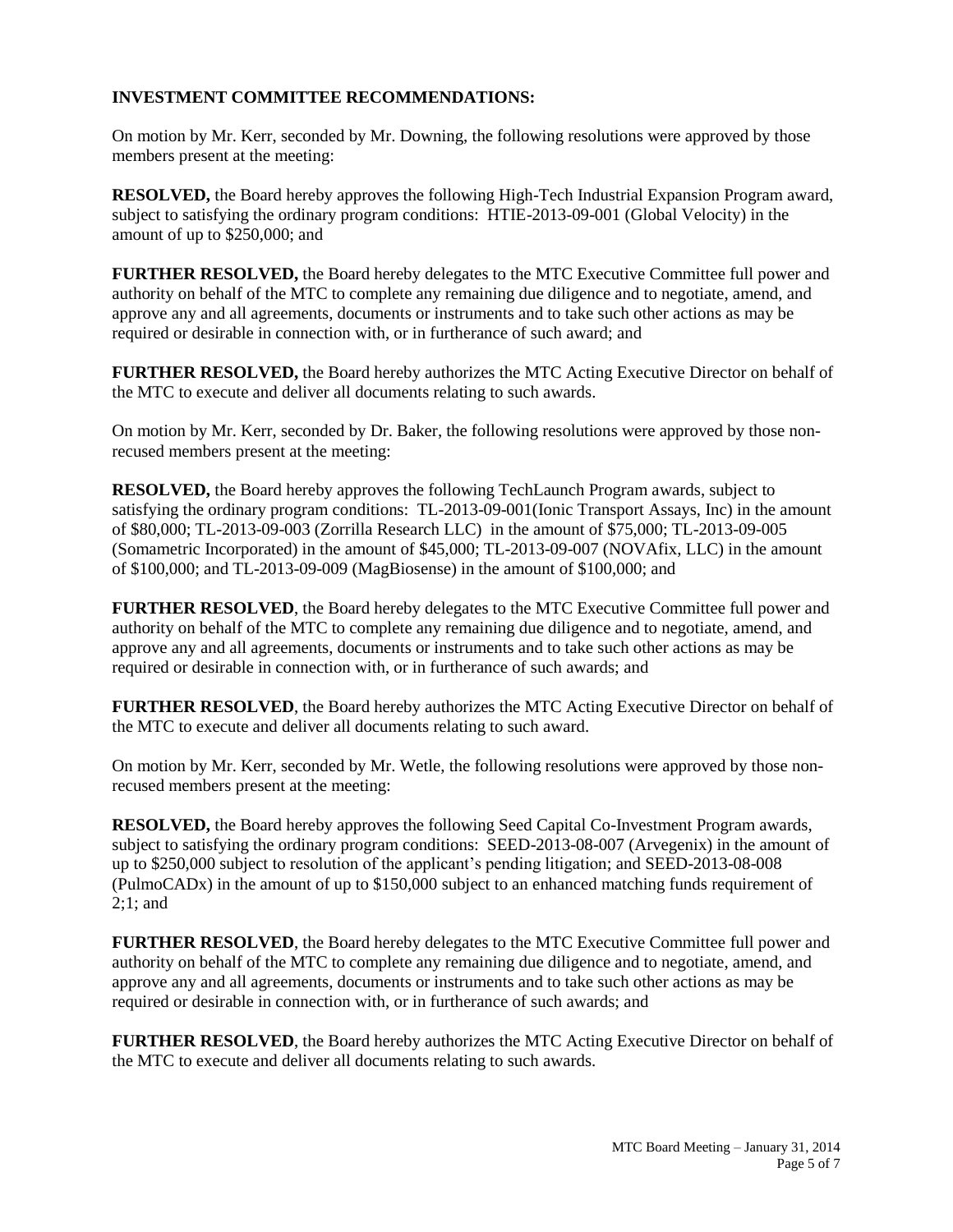**INVESTMENT COMMITTEE RECOMMENDATIONS:**

On motion by Mr. Kerr, seconded by Mr. Downing, the following resolutions were approved by those members present at the meeting:

**RESOLVED,** the Board hereby approves the following High-Tech Industrial Expansion Program award, subject to satisfying the ordinary program conditions: HTIE-2013-09-001 (Global Velocity) in the amount of up to $250,000; and

**FURTHER RESOLVED,** the Board hereby delegates to the MTC Executive Committee full power and authority on behalf of the MTC to complete any remaining due diligence and to negotiate, amend, and approve any and all agreements, documents or instruments and to take such other actions as may be required or desirable in connection with, or in furtherance of such award; and

**FURTHER RESOLVED,** the Board hereby authorizes the MTC Acting Executive Director on behalf of the MTC to execute and deliver all documents relating to such awards.

On motion by Mr. Kerr, seconded by Dr. Baker, the following resolutions were approved by those non-recused members present at the meeting:

**RESOLVED,** the Board hereby approves the following TechLaunch Program awards, subject to satisfying the ordinary program conditions: TL-2013-09-001(Ionic Transport Assays, Inc) in the amount of $80,000; TL-2013-09-003 (Zorrilla Research LLC) in the amount of $75,000; TL-2013-09-005 (Somametric Incorporated) in the amount of $45,000; TL-2013-09-007 (NOVAfix, LLC) in the amount of $100,000; and TL-2013-09-009 (MagBiosense) in the amount of $100,000; and

**FURTHER RESOLVED**, the Board hereby delegates to the MTC Executive Committee full power and authority on behalf of the MTC to complete any remaining due diligence and to negotiate, amend, and approve any and all agreements, documents or instruments and to take such other actions as may be required or desirable in connection with, or in furtherance of such awards; and

**FURTHER RESOLVED**, the Board hereby authorizes the MTC Acting Executive Director on behalf of the MTC to execute and deliver all documents relating to such award.

On motion by Mr. Kerr, seconded by Mr. Wetle, the following resolutions were approved by those non-recused members present at the meeting:

**RESOLVED,** the Board hereby approves the following Seed Capital Co-Investment Program awards, subject to satisfying the ordinary program conditions: SEED-2013-08-007 (Arvegenix) in the amount of up to $250,000 subject to resolution of the applicant's pending litigation; and SEED-2013-08-008 (PulmoCADx) in the amount of up to $150,000 subject to an enhanced matching funds requirement of 2;1; and

**FURTHER RESOLVED**, the Board hereby delegates to the MTC Executive Committee full power and authority on behalf of the MTC to complete any remaining due diligence and to negotiate, amend, and approve any and all agreements, documents or instruments and to take such other actions as may be required or desirable in connection with, or in furtherance of such awards; and

**FURTHER RESOLVED**, the Board hereby authorizes the MTC Acting Executive Director on behalf of the MTC to execute and deliver all documents relating to such awards.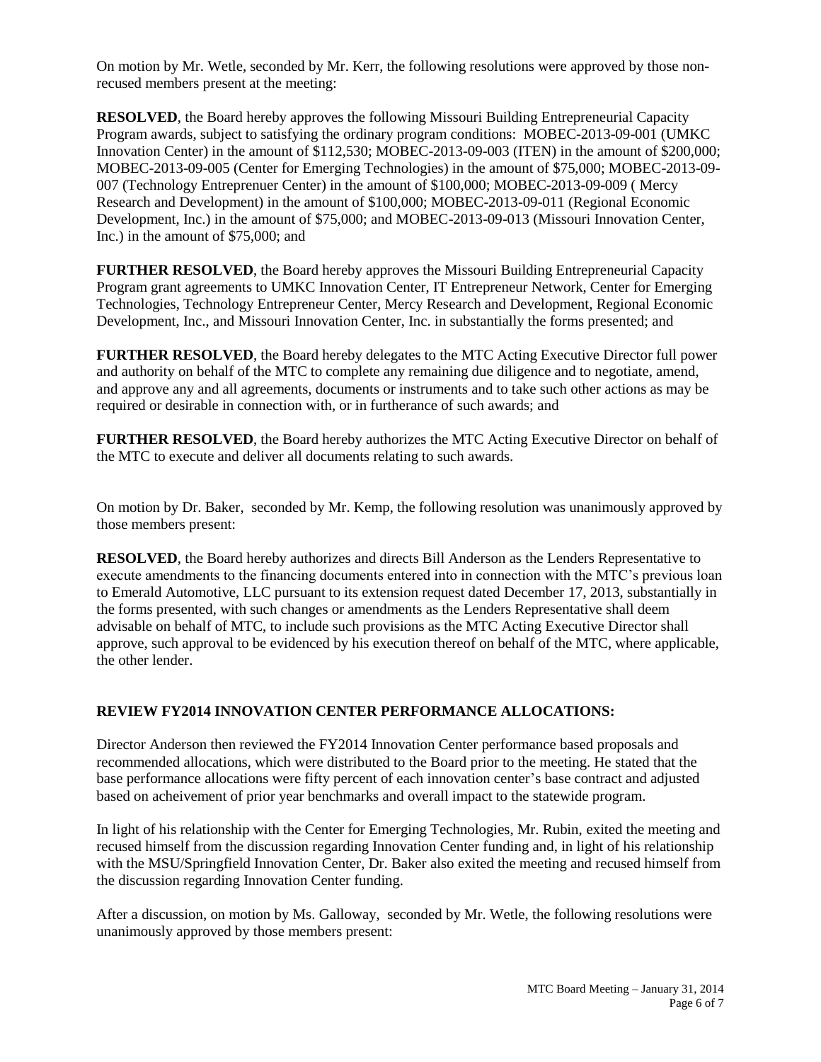On motion by Mr. Wetle, seconded by Mr. Kerr, the following resolutions were approved by those non-recused members present at the meeting:

**RESOLVED**, the Board hereby approves the following Missouri Building Entrepreneurial Capacity Program awards, subject to satisfying the ordinary program conditions: MOBEC-2013-09-001 (UMKC Innovation Center) in the amount of $112,530; MOBEC-2013-09-003 (ITEN) in the amount of $200,000; MOBEC-2013-09-005 (Center for Emerging Technologies) in the amount of $75,000; MOBEC-2013-09-007 (Technology Entreprenuer Center) in the amount of $100,000; MOBEC-2013-09-009 ( Mercy Research and Development) in the amount of $100,000; MOBEC-2013-09-011 (Regional Economic Development, Inc.) in the amount of $75,000; and MOBEC-2013-09-013 (Missouri Innovation Center, Inc.) in the amount of $75,000; and

**FURTHER RESOLVED**, the Board hereby approves the Missouri Building Entrepreneurial Capacity Program grant agreements to UMKC Innovation Center, IT Entrepreneur Network, Center for Emerging Technologies, Technology Entrepreneur Center, Mercy Research and Development, Regional Economic Development, Inc., and Missouri Innovation Center, Inc. in substantially the forms presented; and

**FURTHER RESOLVED**, the Board hereby delegates to the MTC Acting Executive Director full power and authority on behalf of the MTC to complete any remaining due diligence and to negotiate, amend, and approve any and all agreements, documents or instruments and to take such other actions as may be required or desirable in connection with, or in furtherance of such awards; and

**FURTHER RESOLVED**, the Board hereby authorizes the MTC Acting Executive Director on behalf of the MTC to execute and deliver all documents relating to such awards.

On motion by Dr. Baker, seconded by Mr. Kemp, the following resolution was unanimously approved by those members present:

**RESOLVED**, the Board hereby authorizes and directs Bill Anderson as the Lenders Representative to execute amendments to the financing documents entered into in connection with the MTC's previous loan to Emerald Automotive, LLC pursuant to its extension request dated December 17, 2013, substantially in the forms presented, with such changes or amendments as the Lenders Representative shall deem advisable on behalf of MTC, to include such provisions as the MTC Acting Executive Director shall approve, such approval to be evidenced by his execution thereof on behalf of the MTC, where applicable, the other lender.

## REVIEW FY2014 INNOVATION CENTER PERFORMANCE ALLOCATIONS:

Director Anderson then reviewed the FY2014 Innovation Center performance based proposals and recommended allocations, which were distributed to the Board prior to the meeting. He stated that the base performance allocations were fifty percent of each innovation center's base contract and adjusted based on acheivement of prior year benchmarks and overall impact to the statewide program.

In light of his relationship with the Center for Emerging Technologies, Mr. Rubin, exited the meeting and recused himself from the discussion regarding Innovation Center funding and, in light of his relationship with the MSU/Springfield Innovation Center, Dr. Baker also exited the meeting and recused himself from the discussion regarding Innovation Center funding.

After a discussion, on motion by Ms. Galloway, seconded by Mr. Wetle, the following resolutions were unanimously approved by those members present: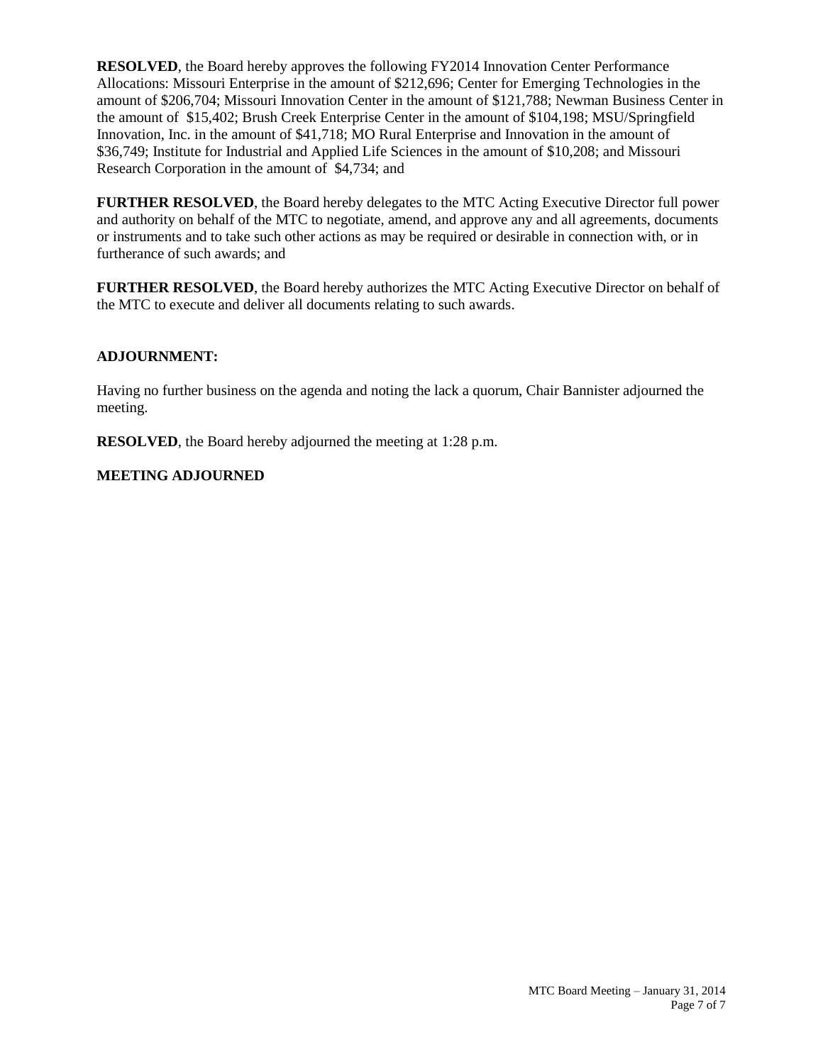**RESOLVED**, the Board hereby approves the following FY2014 Innovation Center Performance Allocations: Missouri Enterprise in the amount of $212,696; Center for Emerging Technologies in the amount of $206,704; Missouri Innovation Center in the amount of $121,788; Newman Business Center in the amount of $15,402; Brush Creek Enterprise Center in the amount of $104,198; MSU/Springfield Innovation, Inc. in the amount of $41,718; MO Rural Enterprise and Innovation in the amount of $36,749; Institute for Industrial and Applied Life Sciences in the amount of $10,208; and Missouri Research Corporation in the amount of $4,734; and

**FURTHER RESOLVED**, the Board hereby delegates to the MTC Acting Executive Director full power and authority on behalf of the MTC to negotiate, amend, and approve any and all agreements, documents or instruments and to take such other actions as may be required or desirable in connection with, or in furtherance of such awards; and

**FURTHER RESOLVED**, the Board hereby authorizes the MTC Acting Executive Director on behalf of the MTC to execute and deliver all documents relating to such awards.

**ADJOURNMENT:**

Having no further business on the agenda and noting the lack a quorum, Chair Bannister adjourned the meeting.

**RESOLVED**, the Board hereby adjourned the meeting at 1:28 p.m.

**MEETING ADJOURNED**